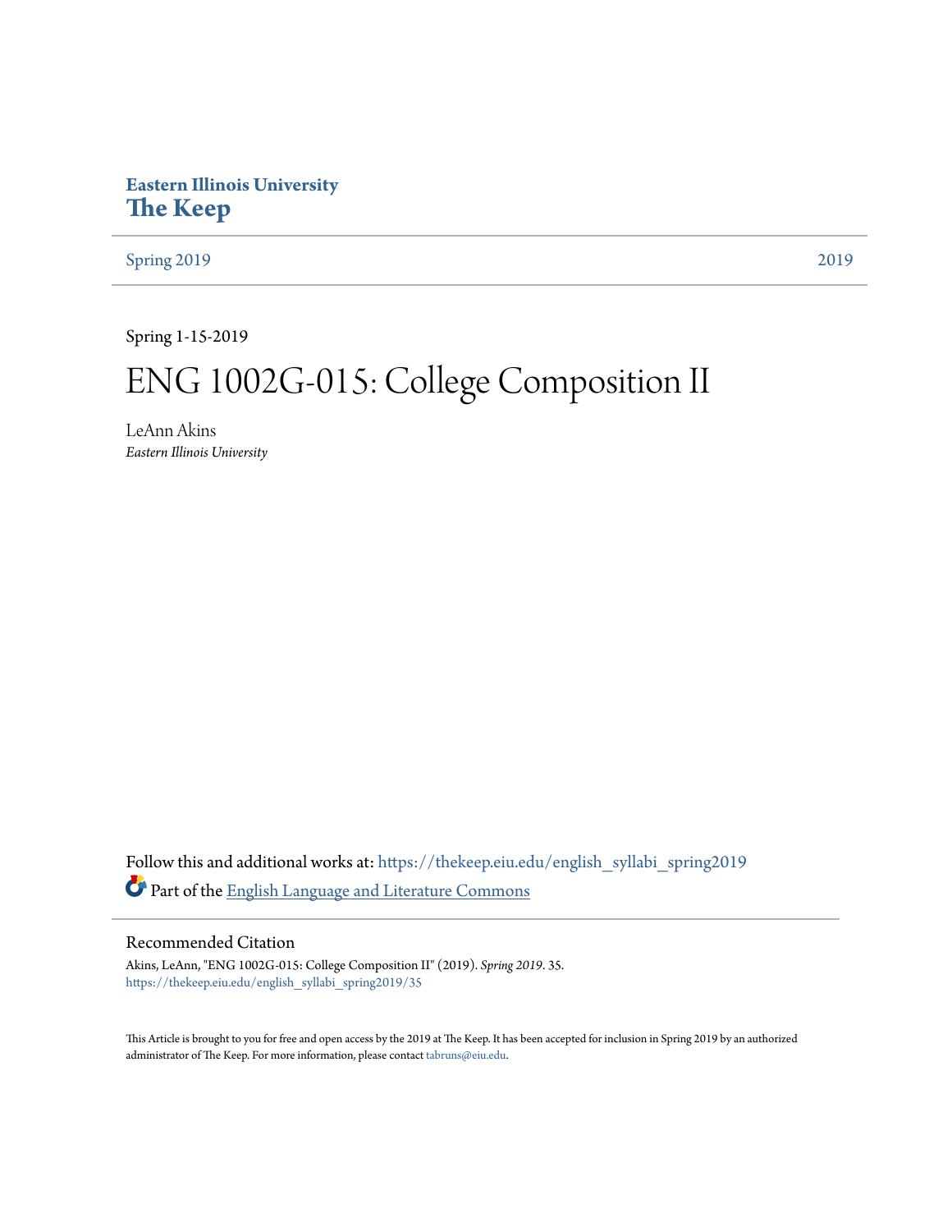**Eastern Illinois University**
# The Keep

Spring 2019 | 2019

---

Spring 1-15-2019

# ENG 1002G-015: College Composition II

LeAnn Akins
*Eastern Illinois University*

Follow this and additional works at: https://thekeep.eiu.edu/english_syllabi_spring2019

Part of the English Language and Literature Commons

---

## Recommended Citation

Akins, LeAnn, "ENG 1002G-015: College Composition II" (2019). *Spring 2019*. 35.
https://thekeep.eiu.edu/english_syllabi_spring2019/35

This Article is brought to you for free and open access by the 2019 at The Keep. It has been accepted for inclusion in Spring 2019 by an authorized administrator of The Keep. For more information, please contact tabruns@eiu.edu.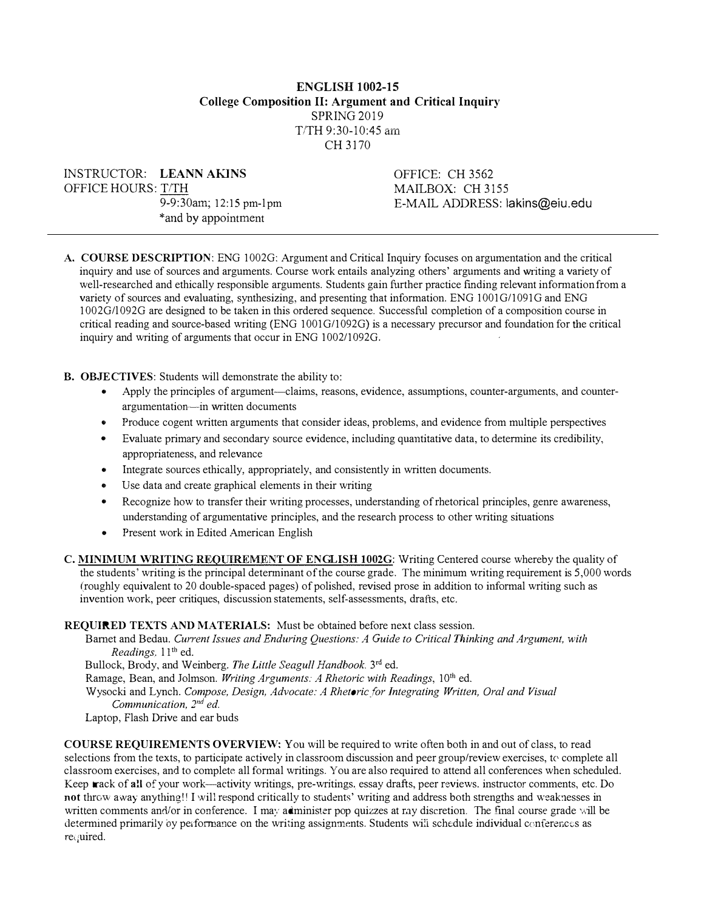**ENGLISH 1002-15**
**College Composition II: Argument and Critical Inquiry**
SPRING 2019
T/TH 9:30-10:45 am
CH 3170

INSTRUCTOR: **LEANN AKINS**
OFFICE HOURS: T/TH
9-9:30am; 12:15 pm-1pm
*and by appointment

OFFICE: CH 3562
MAILBOX: CH 3155
E-MAIL ADDRESS: lakins@eiu.edu

---

**A. COURSE DESCRIPTION**: ENG 1002G: Argument and Critical Inquiry focuses on argumentation and the critical inquiry and use of sources and arguments. Course work entails analyzing others' arguments and writing a variety of well-researched and ethically responsible arguments. Students gain further practice finding relevant information from a variety of sources and evaluating, synthesizing, and presenting that information. ENG 1001G/1091G and ENG 1002G/1092G are designed to be taken in this ordered sequence. Successful completion of a composition course in critical reading and source-based writing (ENG 1001G/1092G) is a necessary precursor and foundation for the critical inquiry and writing of arguments that occur in ENG 1002/1092G.

**B. OBJECTIVES**: Students will demonstrate the ability to:

- Apply the principles of argument—claims, reasons, evidence, assumptions, counter-arguments, and counter-argumentation—in written documents
- Produce cogent written arguments that consider ideas, problems, and evidence from multiple perspectives
- Evaluate primary and secondary source evidence, including quantitative data, to determine its credibility, appropriateness, and relevance
- Integrate sources ethically, appropriately, and consistently in written documents.
- Use data and create graphical elements in their writing
- Recognize how to transfer their writing processes, understanding of rhetorical principles, genre awareness, understanding of argumentative principles, and the research process to other writing situations
- Present work in Edited American English

**C. MINIMUM WRITING REQUIREMENT OF ENGLISH 1002G**: Writing Centered course whereby the quality of the students' writing is the principal determinant of the course grade. The minimum writing requirement is 5,000 words (roughly equivalent to 20 double-spaced pages) of polished, revised prose in addition to informal writing such as invention work, peer critiques, discussion statements, self-assessments, drafts, etc.

**REQUIRED TEXTS AND MATERIALS:** Must be obtained before next class session.

Barnet and Bedau. *Current Issues and Enduring Questions: A Guide to Critical Thinking and Argument, with Readings*. 11th ed.
Bullock, Brody, and Weinberg. *The Little Seagull Handbook*. 3rd ed.
Ramage, Bean, and Jolmson. *Writing Arguments: A Rhetoric with Readings*, 10th ed.
Wysocki and Lynch. *Compose, Design, Advocate: A Rhetoric for Integrating Written, Oral and Visual Communication, 2nd ed.*
Laptop, Flash Drive and ear buds

**COURSE REQUIREMENTS OVERVIEW:** You will be required to write often both in and out of class, to read selections from the texts, to participate actively in classroom discussion and peer group/review exercises, to complete all classroom exercises, and to complete all formal writings. You are also required to attend all conferences when scheduled. Keep track of **all** of your work—activity writings, pre-writings, essay drafts, peer reviews, instructor comments, etc. Do **not** throw away anything!! I will respond critically to students' writing and address both strengths and weaknesses in written comments and/or in conference. I may administer pop quizzes at my discretion. The final course grade will be determined primarily by performance on the writing assignments. Students will schedule individual conferences as required.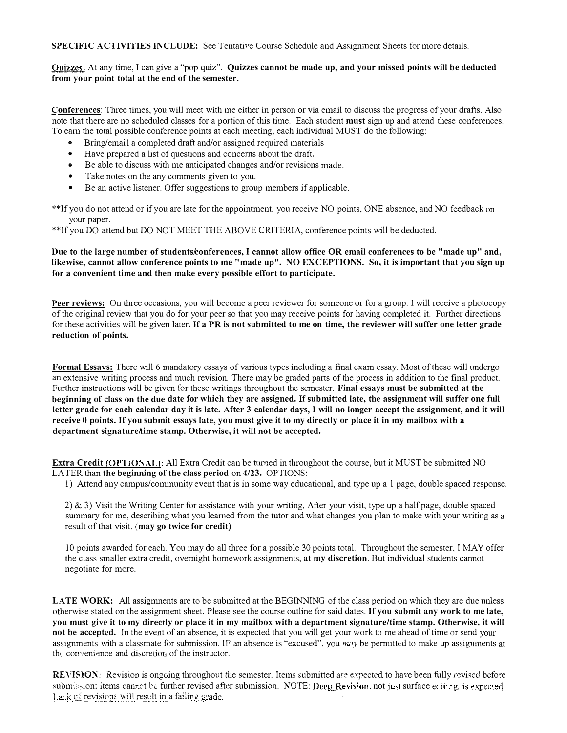**SPECIFIC ACTIVITIES INCLUDE:** See Tentative Course Schedule and Assignment Sheets for more details.

Quizzes: At any time, I can give a "pop quiz". **Quizzes cannot be made up, and your missed points will be deducted from your point total at the end of the semester.**

Conferences: Three times, you will meet with me either in person or via email to discuss the progress of your drafts. Also note that there are no scheduled classes for a portion of this time. Each student **must** sign up and attend these conferences. To earn the total possible conference points at each meeting, each individual MUST do the following:

- Bring/email a completed draft and/or assigned required materials
- Have prepared a list of questions and concerns about the draft.
- Be able to discuss with me anticipated changes and/or revisions made.
- Take notes on the any comments given to you.
- Be an active listener. Offer suggestions to group members if applicable.

**If you do not attend or if you are late for the appointment, you receive NO points, ONE absence, and NO feedback on your paper.

**If you DO attend but DO NOT MEET THE ABOVE CRITERIA, conference points will be deducted.

**Due to the large number of students/conferences, I cannot allow office OR email conferences to be "made up" and, likewise, cannot allow conference points to me "made up". NO EXCEPTIONS. So, it is important that you sign up for a convenient time and then make every possible effort to participate.**

Peer reviews: On three occasions, you will become a peer reviewer for someone or for a group. I will receive a photocopy of the original review that you do for your peer so that you may receive points for having completed it. Further directions for these activities will be given later. **If a PR is not submitted to me on time, the reviewer will suffer one letter grade reduction of points.**

Formal Essays: There will 6 mandatory essays of various types including a final exam essay. Most of these will undergo an extensive writing process and much revision. There may be graded parts of the process in addition to the final product. Further instructions for these writings will be given throughout the semester. **Final essays must be submitted at the beginning of class on the due date for which they are assigned. If submitted late, the assignment will suffer one full letter grade for each calendar day it is late. After 3 calendar days, I will no longer accept the assignment, and it will receive 0 points. If you submit essays late, you must give it to my directly or place it in my mailbox with a department signature/time stamp. Otherwise, it will not be accepted.**

Extra Credit (OPTIONAL): All Extra Credit can be turned in throughout the course, but it MUST be submitted NO LATER than **the beginning of the class period** on **4/23**. OPTIONS:

1) Attend any campus/community event that is in some way educational, and type up a 1 page, double spaced response.

2) & 3) Visit the Writing Center for assistance with your writing. After your visit, type up a half page, double spaced summary for me, describing what you learned from the tutor and what changes you plan to make with your writing as a result of that visit. **(may go twice for credit)**

10 points awarded for each. You may do all three for a possible 30 points total. Throughout the semester, I MAY offer the class smaller extra credit, overnight homework assignments, **at my discretion**. But individual students cannot negotiate for more.

**LATE WORK:** All assignments are to be submitted at the BEGINNING of the class period on which they are due unless otherwise stated on the assignment sheet. Please see the course outline for said dates. **If you submit any work to me late, you must give it to my directly or place it in my mailbox with a department signature/time stamp. Otherwise, it will not be accepted.** In the event of an absence, it is expected that you will get your work to me ahead of time or send your assignments with a classmate for submission. IF an absence is "excused", you *may* be permitted to make up assignments at the convenience and discretion of the instructor.

**REVISION:** Revision is ongoing throughout the semester. Items submitted are expected to have been fully revised before submission: items cannot be further revised after submission. NOTE: Deep Revision, not just surface editing, is expected. Lack of revisions will result in a failing grade.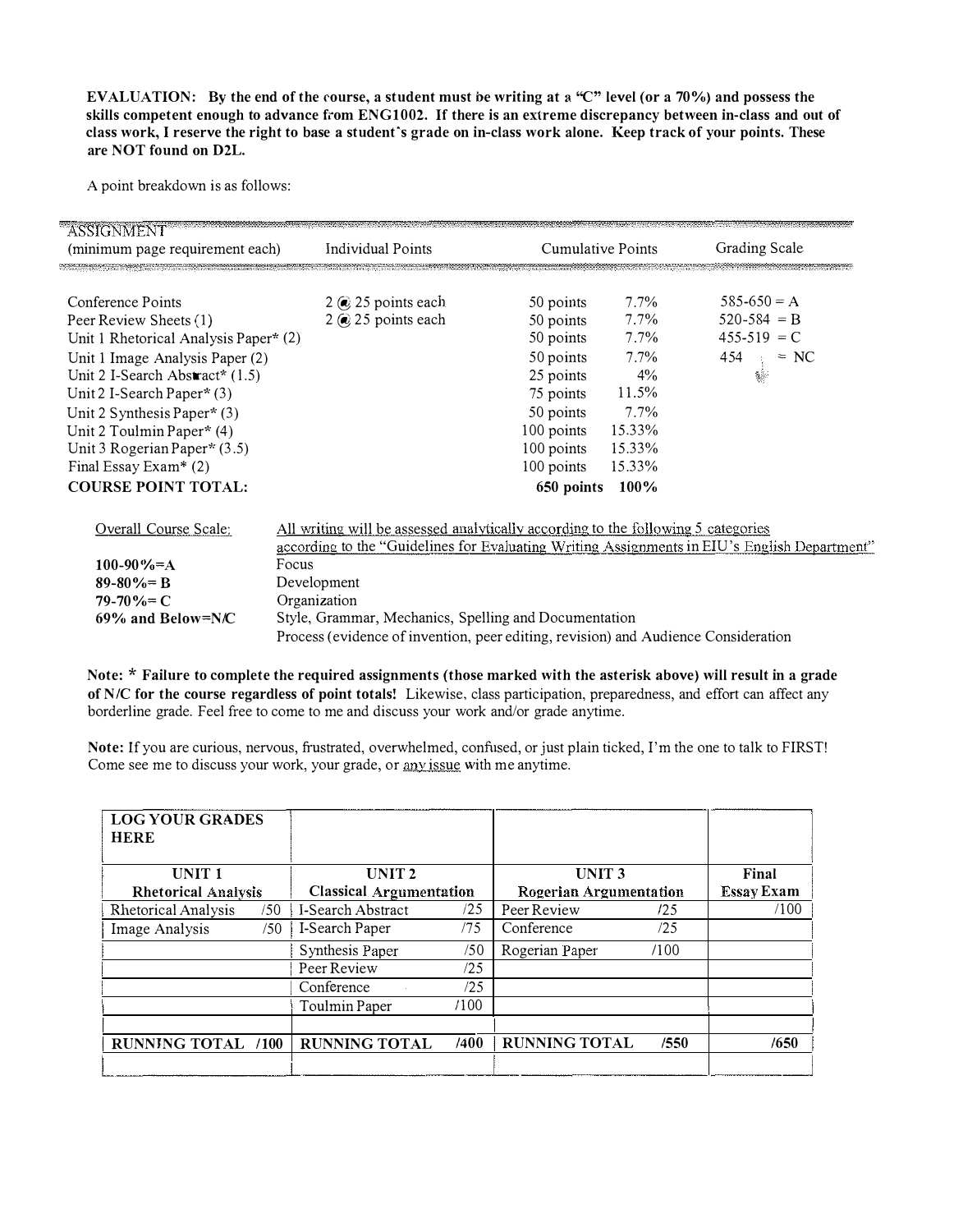**EVALUATION: By the end of the course, a student must be writing at a "C" level (or a 70%) and possess the skills competent enough to advance from ENG1002. If there is an extreme discrepancy between in-class and out of class work, I reserve the right to base a student's grade on in-class work alone. Keep track of your points. These are NOT found on D2L.**

A point breakdown is as follows:

| ASSIGNMENT (minimum page requirement each) | Individual Points | Cumulative Points | | Grading Scale |
|---|---|---|---|---|
| Conference Points | 2 @ 25 points each | 50 points | 7.7% | 585-650 = A |
| Peer Review Sheets (1) | 2 @ 25 points each | 50 points | 7.7% | 520-584 = B |
| Unit 1 Rhetorical Analysis Paper* (2) | | 50 points | 7.7% | 455-519 = C |
| Unit 1 Image Analysis Paper (2) | | 50 points | 7.7% | 454 ↓ = NC |
| Unit 2 I-Search Abstract* (1.5) | | 25 points | 4% | |
| Unit 2 I-Search Paper* (3) | | 75 points | 11.5% | |
| Unit 2 Synthesis Paper* (3) | | 50 points | 7.7% | |
| Unit 2 Toulmin Paper* (4) | | 100 points | 15.33% | |
| Unit 3 Rogerian Paper* (3.5) | | 100 points | 15.33% | |
| Final Essay Exam* (2) | | 100 points | 15.33% | |
| **COURSE POINT TOTAL:** | | **650 points** | **100%** | |

| Overall Course Scale: | All writing will be assessed analytically according to the following 5 categories according to the "Guidelines for Evaluating Writing Assignments in EIU's English Department" |
|---|---|
| **100-90%=A** | Focus |
| **89-80%= B** | Development |
| **79-70%= C** | Organization |
| **69% and Below=N/C** | Style, Grammar, Mechanics, Spelling and Documentation |
| | Process (evidence of invention, peer editing, revision) and Audience Consideration |

**Note: * Failure to complete the required assignments (those marked with the asterisk above) will result in a grade of N/C for the course regardless of point totals!** Likewise, class participation, preparedness, and effort can affect any borderline grade. Feel free to come to me and discuss your work and/or grade anytime.

**Note:** If you are curious, nervous, frustrated, overwhelmed, confused, or just plain ticked, I'm the one to talk to FIRST! Come see me to discuss your work, your grade, or any issue with me anytime.

| **LOG YOUR GRADES HERE** | | | |
|---|---|---|---|
| **UNIT 1 Rhetorical Analysis** | **UNIT 2 Classical Argumentation** | **UNIT 3 Rogerian Argumentation** | **Final Essay Exam** |
| Rhetorical Analysis /50 | I-Search Abstract /25 | Peer Review /25 | /100 |
| Image Analysis /50 | I-Search Paper /75 | Conference /25 | |
| | Synthesis Paper /50 | Rogerian Paper /100 | |
| | Peer Review /25 | | |
| | Conference /25 | | |
| | Toulmin Paper /100 | | |
| | | | |
| **RUNNING TOTAL /100** | **RUNNING TOTAL /400** | **RUNNING TOTAL /550** | **/650** |
| | | | |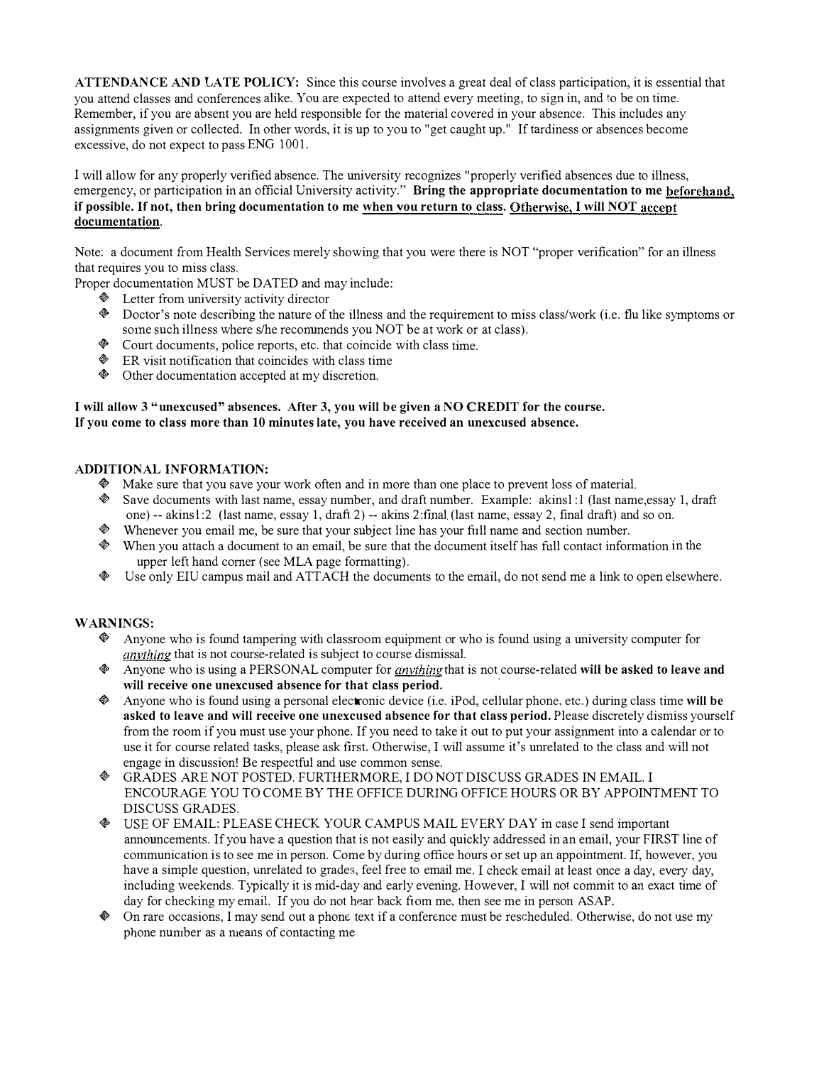**ATTENDANCE AND LATE POLICY:** Since this course involves a great deal of class participation, it is essential that you attend classes and conferences alike. You are expected to attend every meeting, to sign in, and to be on time. Remember, if you are absent you are held responsible for the material covered in your absence. This includes any assignments given or collected. In other words, it is up to you to "get caught up." If tardiness or absences become excessive, do not expect to pass ENG 1001.

I will allow for any properly verified absence. The university recognizes "properly verified absences due to illness, emergency, or participation in an official University activity." **Bring the appropriate documentation to me beforehand, if possible. If not, then bring documentation to me when you return to class. Otherwise, I will NOT accept documentation.**

Note: a document from Health Services merely showing that you were there is NOT "proper verification" for an illness that requires you to miss class.

Proper documentation MUST be DATED and may include:

- Letter from university activity director
- Doctor's note describing the nature of the illness and the requirement to miss class/work (i.e. flu like symptoms or some such illness where s/he recommends you NOT be at work or at class).
- Court documents, police reports, etc. that coincide with class time.
- ER visit notification that coincides with class time
- Other documentation accepted at my discretion.

**I will allow 3 "unexcused" absences. After 3, you will be given a NO CREDIT for the course.**
**If you come to class more than 10 minutes late, you have received an unexcused absence.**

**ADDITIONAL INFORMATION:**

- Make sure that you save your work often and in more than one place to prevent loss of material.
- Save documents with last name, essay number, and draft number. Example: akins1:1 (last name,essay 1, draft one) -- akins1:2 (last name, essay 1, draft 2) -- akins 2:final (last name, essay 2, final draft) and so on.
- Whenever you email me, be sure that your subject line has your full name and section number.
- When you attach a document to an email, be sure that the document itself has full contact information in the upper left hand corner (see MLA page formatting).
- Use only EIU campus mail and ATTACH the documents to the email, do not send me a link to open elsewhere.

**WARNINGS:**

- Anyone who is found tampering with classroom equipment or who is found using a university computer for *anything* that is not course-related is subject to course dismissal.
- Anyone who is using a PERSONAL computer for *anything* that is not course-related **will be asked to leave and will receive one unexcused absence for that class period.**
- Anyone who is found using a personal electronic device (i.e. iPod, cellular phone, etc.) during class time **will be asked to leave and will receive one unexcused absence for that class period.** Please discretely dismiss yourself from the room if you must use your phone. If you need to take it out to put your assignment into a calendar or to use it for course related tasks, please ask first. Otherwise, I will assume it's unrelated to the class and will not engage in discussion! Be respectful and use common sense.
- GRADES ARE NOT POSTED. FURTHERMORE, I DO NOT DISCUSS GRADES IN EMAIL. I ENCOURAGE YOU TO COME BY THE OFFICE DURING OFFICE HOURS OR BY APPOINTMENT TO DISCUSS GRADES.
- USE OF EMAIL: PLEASE CHECK YOUR CAMPUS MAIL EVERY DAY in case I send important announcements. If you have a question that is not easily and quickly addressed in an email, your FIRST line of communication is to see me in person. Come by during office hours or set up an appointment. If, however, you have a simple question, unrelated to grades, feel free to email me. I check email at least once a day, every day, including weekends. Typically it is mid-day and early evening. However, I will not commit to an exact time of day for checking my email. If you do not hear back from me, then see me in person ASAP.
- On rare occasions, I may send out a phone text if a conference must be rescheduled. Otherwise, do not use my phone number as a means of contacting me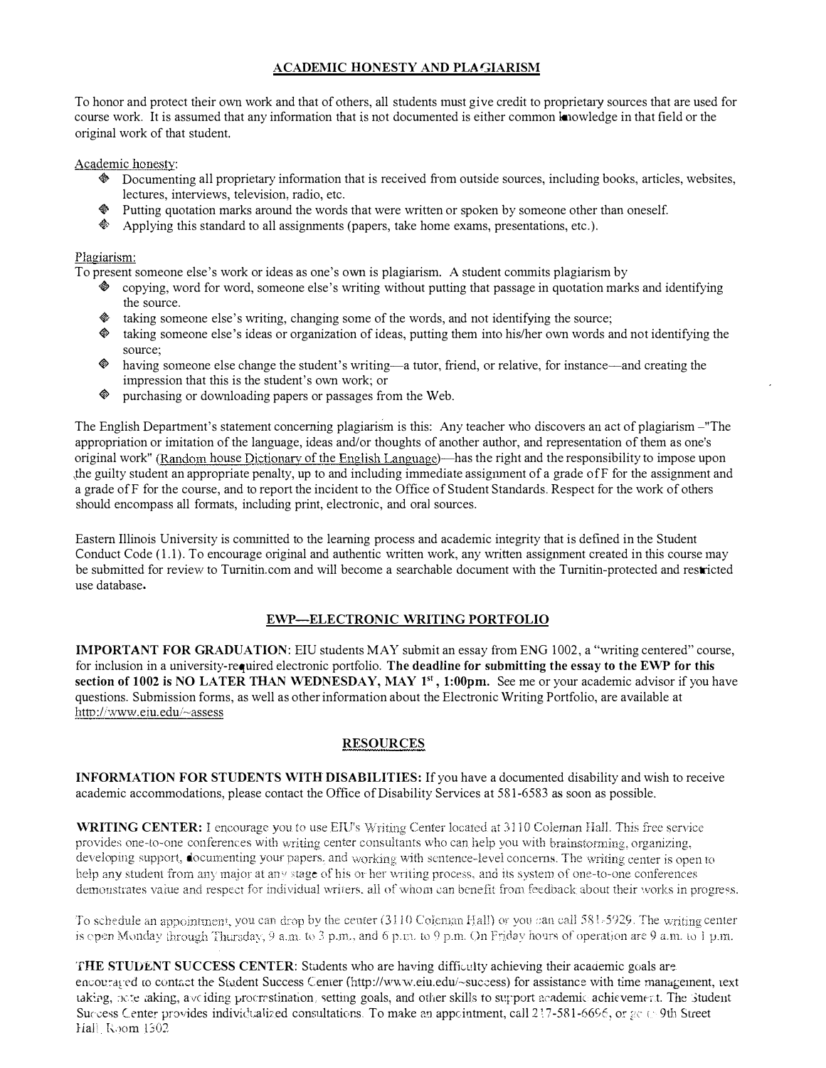## ACADEMIC HONESTY AND PLAGIARISM

To honor and protect their own work and that of others, all students must give credit to proprietary sources that are used for course work. It is assumed that any information that is not documented is either common knowledge in that field or the original work of that student.

Academic honesty:

- Documenting all proprietary information that is received from outside sources, including books, articles, websites, lectures, interviews, television, radio, etc.
- Putting quotation marks around the words that were written or spoken by someone other than oneself.
- Applying this standard to all assignments (papers, take home exams, presentations, etc.).

Plagiarism:

To present someone else's work or ideas as one's own is plagiarism. A student commits plagiarism by

- copying, word for word, someone else's writing without putting that passage in quotation marks and identifying the source.
- taking someone else's writing, changing some of the words, and not identifying the source;
- taking someone else's ideas or organization of ideas, putting them into his/her own words and not identifying the source;
- having someone else change the student's writing—a tutor, friend, or relative, for instance—and creating the impression that this is the student's own work; or
- purchasing or downloading papers or passages from the Web.

The English Department's statement concerning plagiarism is this: Any teacher who discovers an act of plagiarism –"The appropriation or imitation of the language, ideas and/or thoughts of another author, and representation of them as one's original work" (Random house Dictionary of the English Language)—has the right and the responsibility to impose upon the guilty student an appropriate penalty, up to and including immediate assignment of a grade of F for the assignment and a grade of F for the course, and to report the incident to the Office of Student Standards. Respect for the work of others should encompass all formats, including print, electronic, and oral sources.

Eastern Illinois University is committed to the learning process and academic integrity that is defined in the Student Conduct Code (1.1). To encourage original and authentic written work, any written assignment created in this course may be submitted for review to Turnitin.com and will become a searchable document with the Turnitin-protected and restricted use database.

## EWP—ELECTRONIC WRITING PORTFOLIO

**IMPORTANT FOR GRADUATION**: EIU students MAY submit an essay from ENG 1002, a "writing centered" course, for inclusion in a university-required electronic portfolio. **The deadline for submitting the essay to the EWP for this section of 1002 is NO LATER THAN WEDNESDAY, MAY 1st, 1:00pm.** See me or your academic advisor if you have questions. Submission forms, as well as other information about the Electronic Writing Portfolio, are available at http://www.eiu.edu/~assess

## RESOURCES

**INFORMATION FOR STUDENTS WITH DISABILITIES:** If you have a documented disability and wish to receive academic accommodations, please contact the Office of Disability Services at 581-6583 as soon as possible.

**WRITING CENTER:** I encourage you to use EIU's Writing Center located at 3110 Coleman Hall. This free service provides one-to-one conferences with writing center consultants who can help you with brainstorming, organizing, developing support, documenting your papers, and working with sentence-level concerns. The writing center is open to help any student from any major at any stage of his or her writing process, and its system of one-to-one conferences demonstrates value and respect for individual writers, all of whom can benefit from feedback about their works in progress.

To schedule an appointment, you can drop by the center (3110 Coleman Hall) or you can call 581-5929. The writing center is open Monday through Thursday, 9 a.m. to 3 p.m., and 6 p.m. to 9 p.m. On Friday hours of operation are 9 a.m. to 1 p.m.

**THE STUDENT SUCCESS CENTER**: Students who are having difficulty achieving their academic goals are encouraged to contact the Student Success Center (http://www.eiu.edu/~success) for assistance with time management, text taking, note taking, avoiding procrastination, setting goals, and other skills to support academic achievement. The Student Success Center provides individualized consultations. To make an appointment, call 217-581-6696, or go to 9th Street Hall, Room 1302.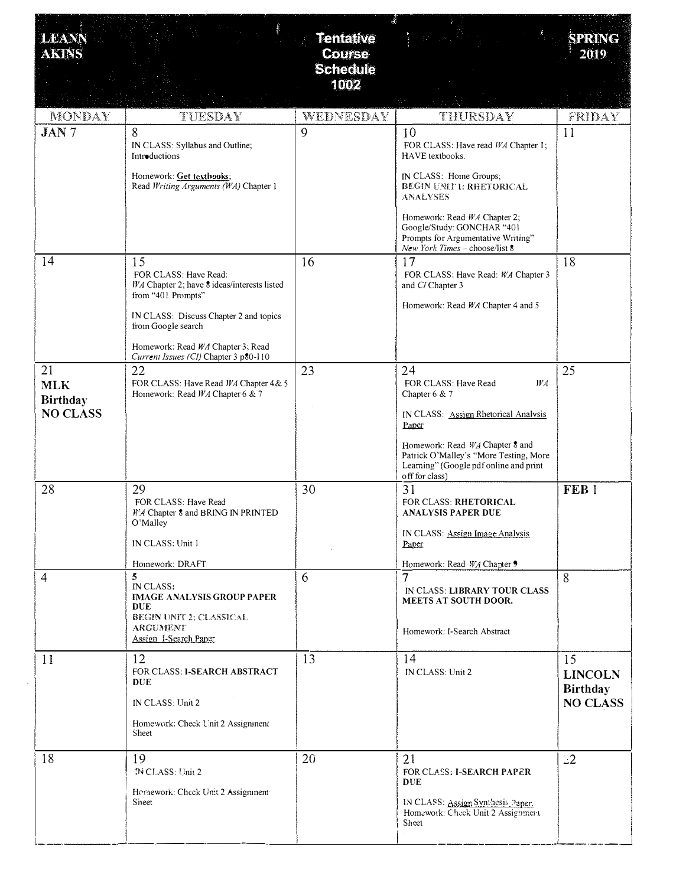| LEANN AKINS | | Tentative Course Schedule 1002 | | SPRING 2019 |
|---|---|---|---|---|
| MONDAY | TUESDAY | WEDNESDAY | THURSDAY | FRIDAY |
| **JAN** 7 | 8<br>IN CLASS: Syllabus and Outline; Introductions<br><br>Homework: **Get textbooks**;<br>Read *Writing Arguments (WA)* Chapter 1 | 9 | 10<br>FOR CLASS: Have read *WA* Chapter 1; HAVE textbooks.<br><br>IN CLASS: Home Groups;<br>**BEGIN UNIT 1: RHETORICAL ANALYSES**<br><br>Homework: Read *WA* Chapter 2;<br>Google/Study: GONCHAR "401 Prompts for Argumentative Writing" *New York Times* – choose/list 8 | 11 |
| 14 | 15<br>FOR CLASS: Have Read:<br>*WA* Chapter 2; have 8 ideas/interests listed from "401 Prompts"<br><br>IN CLASS: Discuss Chapter 2 and topics from Google search<br><br>Homework: Read *WA* Chapter 3; Read *Current Issues (CI)* Chapter 3 p80-110 | 16 | 17<br>FOR CLASS: Have Read: *WA* Chapter 3 and *CI* Chapter 3<br><br>Homework: Read *WA* Chapter 4 and 5 | 18 |
| 21<br>**MLK Birthday NO CLASS** | 22<br>FOR CLASS: Have Read *WA* Chapter 4& 5<br>Homework: Read *WA* Chapter 6 & 7 | 23 | 24<br>FOR CLASS: Have Read *WA* Chapter 6 & 7<br><br>IN CLASS: Assign Rhetorical Analysis Paper<br><br>Homework: Read *WA* Chapter 8 and Patrick O'Malley's "More Testing, More Learning" (Google pdf online and print off for class) | 25 |
| 28 | 29<br>FOR CLASS: Have Read<br>*WA* Chapter 8 and BRING IN PRINTED O'Malley<br><br>IN CLASS: Unit 1<br><br>Homework: DRAFT | 30 | 31<br>FOR CLASS: **RHETORICAL ANALYSIS PAPER DUE**<br><br>IN CLASS: Assign Image Analysis Paper<br><br>Homework: Read *WA* Chapter 9 | **FEB** 1 |
| 4 | 5<br>IN CLASS:<br>**IMAGE ANALYSIS GROUP PAPER DUE**<br>**BEGIN UNIT 2: CLASSICAL ARGUMENT**<br>Assign I-Search Paper | 6 | 7<br>IN CLASS: **LIBRARY TOUR CLASS MEETS AT SOUTH DOOR.**<br><br>Homework: I-Search Abstract | 8 |
| 11 | 12<br>FOR CLASS: **I-SEARCH ABSTRACT DUE**<br><br>IN CLASS: Unit 2<br><br>Homework: Check Unit 2 Assignment Sheet | 13 | 14<br>IN CLASS: Unit 2 | 15<br>**LINCOLN Birthday NO CLASS** |
| 18 | 19<br>IN CLASS: Unit 2<br><br>Homework: Check Unit 2 Assignment Sheet | 20 | 21<br>FOR CLASS: **I-SEARCH PAPER DUE**<br><br>IN CLASS: Assign Synthesis Paper.<br>Homework: Check Unit 2 Assignment Sheet | 22 |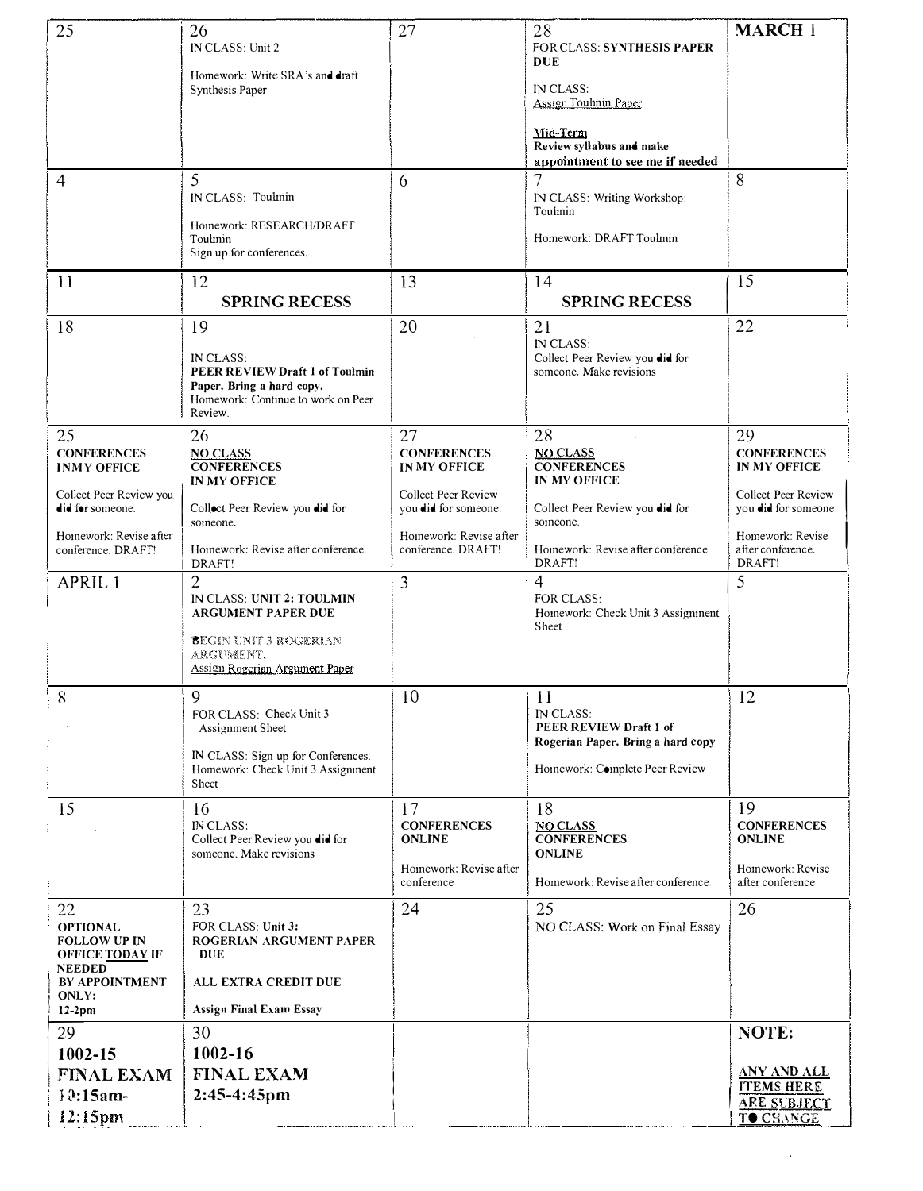| | | | | |
|---|---|---|---|---|
| 25 | 26<br>IN CLASS: Unit 2<br><br>Homework: Write SRA's and draft Synthesis Paper | 27 | 28<br>FOR CLASS: **SYNTHESIS PAPER DUE**<br><br>IN CLASS:<br>Assign Toulmin Paper<br><br>Mid-Term<br>**Review syllabus and make appointment to see me if needed** | **MARCH 1** |
| 4 | 5<br>IN CLASS: Toulmin<br><br>Homework: RESEARCH/DRAFT Toulmin<br>Sign up for conferences. | 6 | 7<br>IN CLASS: Writing Workshop: Toulmin<br><br>Homework: DRAFT Toulmin | 8 |
| 11 | 12<br>**SPRING RECESS** | 13 | 14<br>**SPRING RECESS** | 15 |
| 18 | 19<br><br>IN CLASS:<br>**PEER REVIEW Draft 1 of Toulmin Paper. Bring a hard copy.**<br>Homework: Continue to work on Peer Review. | 20 | 21<br>IN CLASS:<br>Collect Peer Review you did for someone. Make revisions | 22 |
| 25<br>**CONFERENCES IN MY OFFICE**<br><br>Collect Peer Review you did for someone.<br><br>Homework: Revise after conference. DRAFT! | 26<br>**NO CLASS**<br>**CONFERENCES IN MY OFFICE**<br><br>Collect Peer Review you did for someone.<br><br>Homework: Revise after conference. DRAFT! | 27<br>**CONFERENCES IN MY OFFICE**<br><br>Collect Peer Review you did for someone.<br><br>Homework: Revise after conference. DRAFT! | 28<br>**NO CLASS**<br>**CONFERENCES IN MY OFFICE**<br><br>Collect Peer Review you did for someone.<br><br>Homework: Revise after conference. DRAFT! | 29<br>**CONFERENCES IN MY OFFICE**<br><br>Collect Peer Review you did for someone.<br><br>Homework: Revise after conference. DRAFT! |
| APRIL 1 | 2<br>IN CLASS: **UNIT 2: TOULMIN ARGUMENT PAPER DUE**<br><br>BEGIN UNIT 3 ROGERIAN ARGUMENT.<br>Assign Rogerian Argument Paper | 3 | 4<br>FOR CLASS:<br>Homework: Check Unit 3 Assignment Sheet | 5 |
| 8 | 9<br>FOR CLASS: Check Unit 3 Assignment Sheet<br><br>IN CLASS: Sign up for Conferences.<br>Homework: Check Unit 3 Assignment Sheet | 10 | 11<br>IN CLASS:<br>**PEER REVIEW Draft 1 of Rogerian Paper. Bring a hard copy**<br><br>Homework: Complete Peer Review | 12 |
| 15 | 16<br>IN CLASS:<br>Collect Peer Review you did for someone. Make revisions | 17<br>**CONFERENCES ONLINE**<br><br>Homework: Revise after conference | 18<br>**NO CLASS**<br>**CONFERENCES ONLINE**<br><br>Homework: Revise after conference. | 19<br>**CONFERENCES ONLINE**<br><br>Homework: Revise after conference |
| 22<br>**OPTIONAL FOLLOW UP IN OFFICE TODAY IF NEEDED BY APPOINTMENT ONLY:**<br>**12-2pm** | 23<br>FOR CLASS: **Unit 3: ROGERIAN ARGUMENT PAPER DUE**<br><br>**ALL EXTRA CREDIT DUE**<br><br>**Assign Final Exam Essay** | 24 | 25<br>NO CLASS: Work on Final Essay | 26 |
| 29<br>**1002-15**<br>**FINAL EXAM**<br>**10:15am-12:15pm** | 30<br>**1002-16**<br>**FINAL EXAM**<br>**2:45-4:45pm** | | | **NOTE:**<br><br>**ANY AND ALL ITEMS HERE ARE SUBJECT TO CHANGE** |